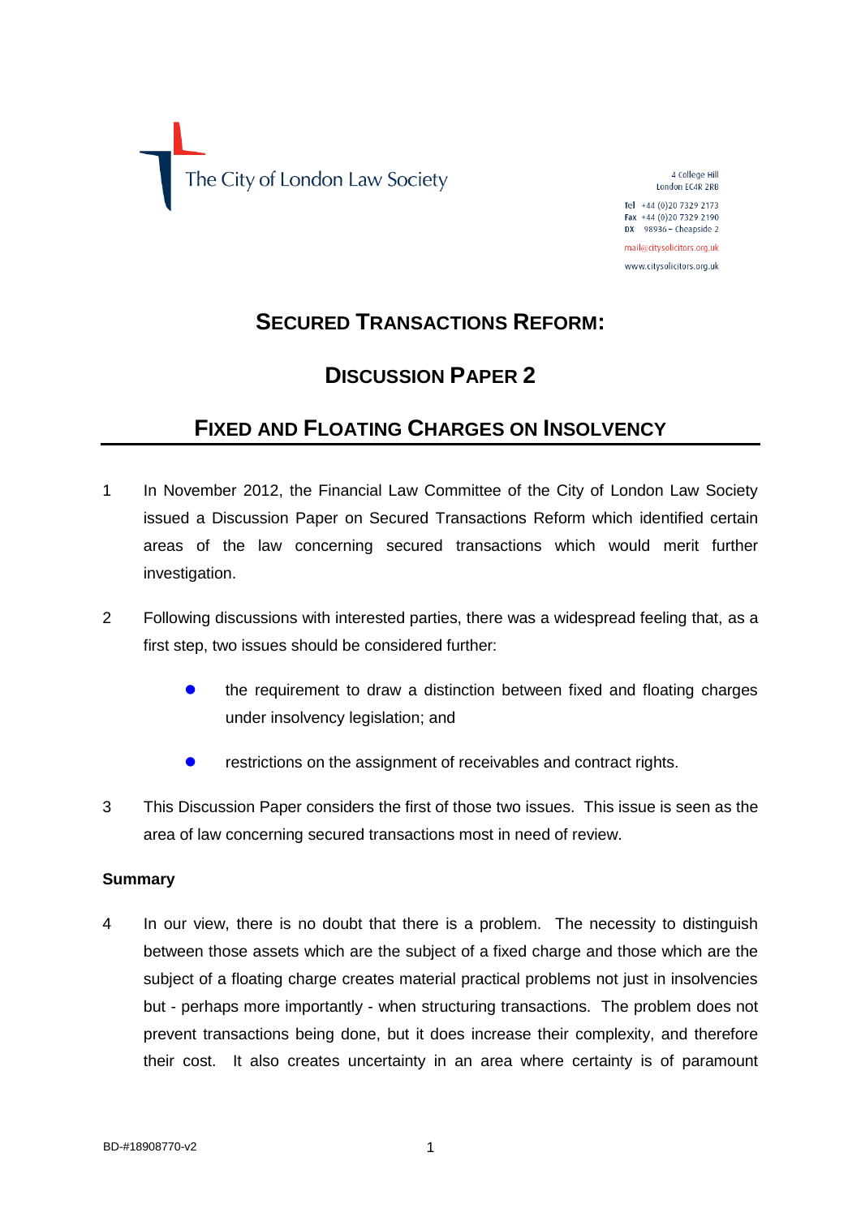The City of London Law Society

4 College Hill
London EC4R 2RB

Tel +44 (0)20 7329 2173
Fax +44 (0)20 7329 2190
DX 98936 – Cheapside 2

mail@citysolicitors.org.uk
www.citysolicitors.org.uk

# SECURED TRANSACTIONS REFORM:

# DISCUSSION PAPER 2

# FIXED AND FLOATING CHARGES ON INSOLVENCY

1 In November 2012, the Financial Law Committee of the City of London Law Society issued a Discussion Paper on Secured Transactions Reform which identified certain areas of the law concerning secured transactions which would merit further investigation.

2 Following discussions with interested parties, there was a widespread feeling that, as a first step, two issues should be considered further:

- the requirement to draw a distinction between fixed and floating charges under insolvency legislation; and
- restrictions on the assignment of receivables and contract rights.

3 This Discussion Paper considers the first of those two issues. This issue is seen as the area of law concerning secured transactions most in need of review.

**Summary**

4 In our view, there is no doubt that there is a problem. The necessity to distinguish between those assets which are the subject of a fixed charge and those which are the subject of a floating charge creates material practical problems not just in insolvencies but - perhaps more importantly - when structuring transactions. The problem does not prevent transactions being done, but it does increase their complexity, and therefore their cost. It also creates uncertainty in an area where certainty is of paramount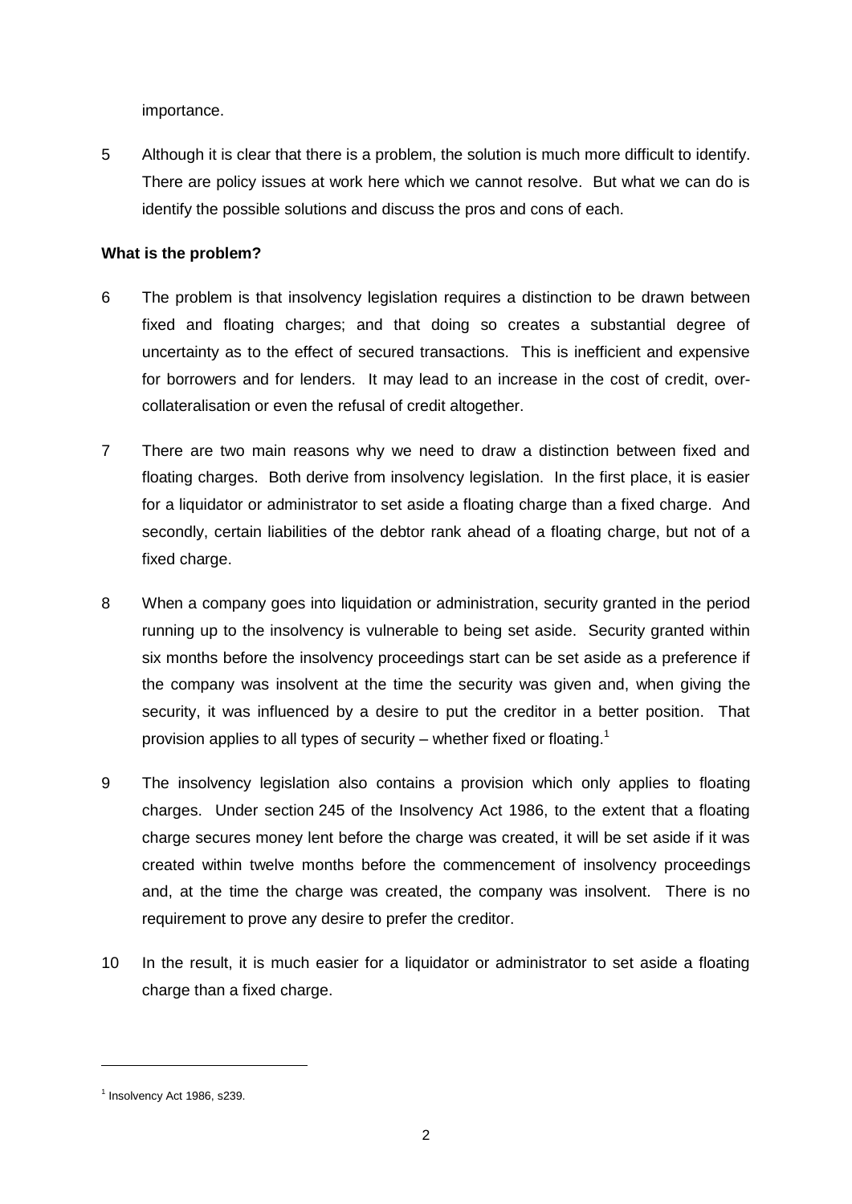importance.

5 Although it is clear that there is a problem, the solution is much more difficult to identify. There are policy issues at work here which we cannot resolve. But what we can do is identify the possible solutions and discuss the pros and cons of each.

**What is the problem?**

6 The problem is that insolvency legislation requires a distinction to be drawn between fixed and floating charges; and that doing so creates a substantial degree of uncertainty as to the effect of secured transactions. This is inefficient and expensive for borrowers and for lenders. It may lead to an increase in the cost of credit, over-collateralisation or even the refusal of credit altogether.

7 There are two main reasons why we need to draw a distinction between fixed and floating charges. Both derive from insolvency legislation. In the first place, it is easier for a liquidator or administrator to set aside a floating charge than a fixed charge. And secondly, certain liabilities of the debtor rank ahead of a floating charge, but not of a fixed charge.

8 When a company goes into liquidation or administration, security granted in the period running up to the insolvency is vulnerable to being set aside. Security granted within six months before the insolvency proceedings start can be set aside as a preference if the company was insolvent at the time the security was given and, when giving the security, it was influenced by a desire to put the creditor in a better position. That provision applies to all types of security – whether fixed or floating.[1]

9 The insolvency legislation also contains a provision which only applies to floating charges. Under section 245 of the Insolvency Act 1986, to the extent that a floating charge secures money lent before the charge was created, it will be set aside if it was created within twelve months before the commencement of insolvency proceedings and, at the time the charge was created, the company was insolvent. There is no requirement to prove any desire to prefer the creditor.

10 In the result, it is much easier for a liquidator or administrator to set aside a floating charge than a fixed charge.

---

[1] Insolvency Act 1986, s239.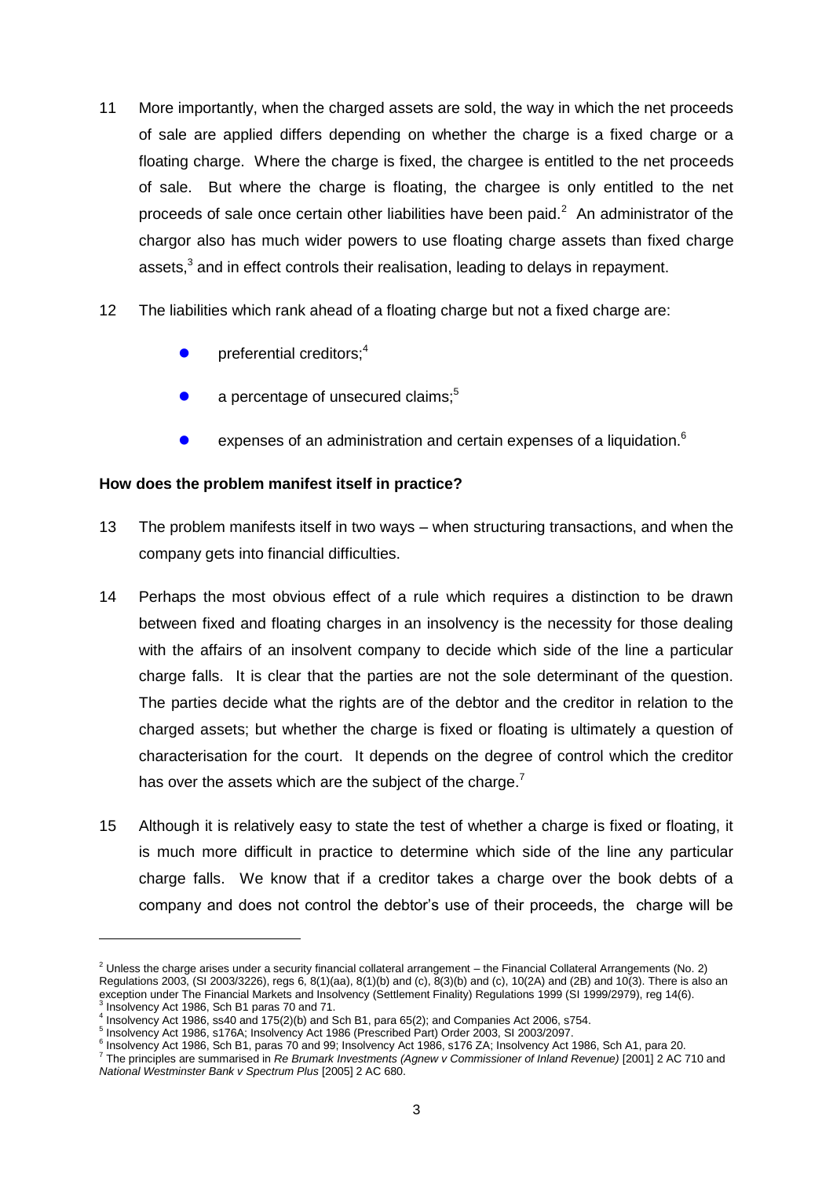11 More importantly, when the charged assets are sold, the way in which the net proceeds of sale are applied differs depending on whether the charge is a fixed charge or a floating charge. Where the charge is fixed, the chargee is entitled to the net proceeds of sale. But where the charge is floating, the chargee is only entitled to the net proceeds of sale once certain other liabilities have been paid.[2] An administrator of the chargor also has much wider powers to use floating charge assets than fixed charge assets,[3] and in effect controls their realisation, leading to delays in repayment.

12 The liabilities which rank ahead of a floating charge but not a fixed charge are:

- preferential creditors;[4]
- a percentage of unsecured claims;[5]
- expenses of an administration and certain expenses of a liquidation.[6]

**How does the problem manifest itself in practice?**

13 The problem manifests itself in two ways – when structuring transactions, and when the company gets into financial difficulties.

14 Perhaps the most obvious effect of a rule which requires a distinction to be drawn between fixed and floating charges in an insolvency is the necessity for those dealing with the affairs of an insolvent company to decide which side of the line a particular charge falls. It is clear that the parties are not the sole determinant of the question. The parties decide what the rights are of the debtor and the creditor in relation to the charged assets; but whether the charge is fixed or floating is ultimately a question of characterisation for the court. It depends on the degree of control which the creditor has over the assets which are the subject of the charge.[7]

15 Although it is relatively easy to state the test of whether a charge is fixed or floating, it is much more difficult in practice to determine which side of the line any particular charge falls. We know that if a creditor takes a charge over the book debts of a company and does not control the debtor's use of their proceeds, the charge will be

---

[2] Unless the charge arises under a security financial collateral arrangement – the Financial Collateral Arrangements (No. 2) Regulations 2003, (SI 2003/3226), regs 6, 8(1)(aa), 8(1)(b) and (c), 8(3)(b) and (c), 10(2A) and (2B) and 10(3). There is also an exception under The Financial Markets and Insolvency (Settlement Finality) Regulations 1999 (SI 1999/2979), reg 14(6).

[3] Insolvency Act 1986, Sch B1 paras 70 and 71.

[4] Insolvency Act 1986, ss40 and 175(2)(b) and Sch B1, para 65(2); and Companies Act 2006, s754.

[5] Insolvency Act 1986, s176A; Insolvency Act 1986 (Prescribed Part) Order 2003, SI 2003/2097.

[6] Insolvency Act 1986, Sch B1, paras 70 and 99; Insolvency Act 1986, s176 ZA; Insolvency Act 1986, Sch A1, para 20.

[7] The principles are summarised in *Re Brumark Investments (Agnew v Commissioner of Inland Revenue)* [2001] 2 AC 710 and *National Westminster Bank v Spectrum Plus* [2005] 2 AC 680.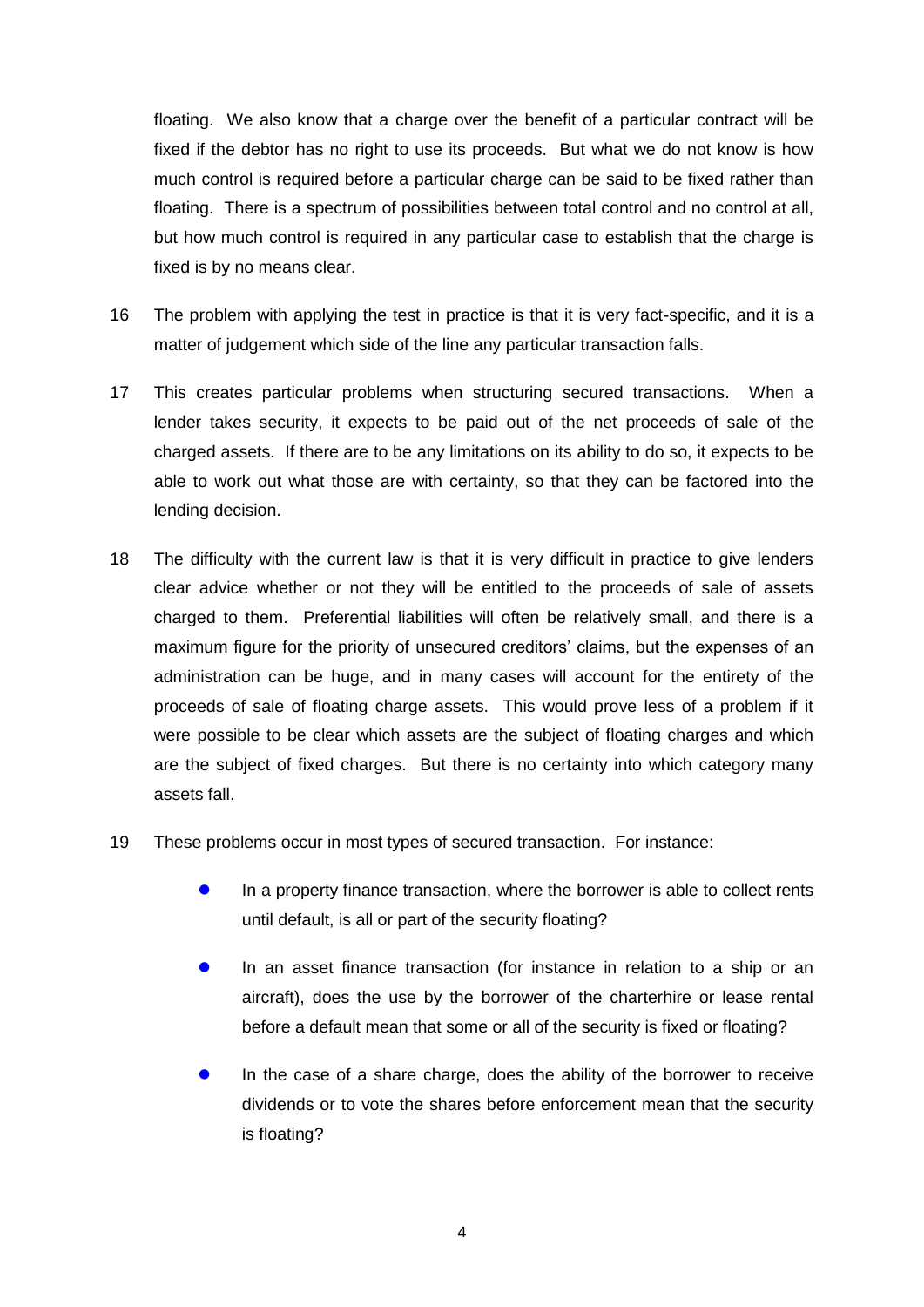floating. We also know that a charge over the benefit of a particular contract will be fixed if the debtor has no right to use its proceeds. But what we do not know is how much control is required before a particular charge can be said to be fixed rather than floating. There is a spectrum of possibilities between total control and no control at all, but how much control is required in any particular case to establish that the charge is fixed is by no means clear.

16 The problem with applying the test in practice is that it is very fact-specific, and it is a matter of judgement which side of the line any particular transaction falls.

17 This creates particular problems when structuring secured transactions. When a lender takes security, it expects to be paid out of the net proceeds of sale of the charged assets. If there are to be any limitations on its ability to do so, it expects to be able to work out what those are with certainty, so that they can be factored into the lending decision.

18 The difficulty with the current law is that it is very difficult in practice to give lenders clear advice whether or not they will be entitled to the proceeds of sale of assets charged to them. Preferential liabilities will often be relatively small, and there is a maximum figure for the priority of unsecured creditors' claims, but the expenses of an administration can be huge, and in many cases will account for the entirety of the proceeds of sale of floating charge assets. This would prove less of a problem if it were possible to be clear which assets are the subject of floating charges and which are the subject of fixed charges. But there is no certainty into which category many assets fall.

19 These problems occur in most types of secured transaction. For instance:

- In a property finance transaction, where the borrower is able to collect rents until default, is all or part of the security floating?
- In an asset finance transaction (for instance in relation to a ship or an aircraft), does the use by the borrower of the charterhire or lease rental before a default mean that some or all of the security is fixed or floating?
- In the case of a share charge, does the ability of the borrower to receive dividends or to vote the shares before enforcement mean that the security is floating?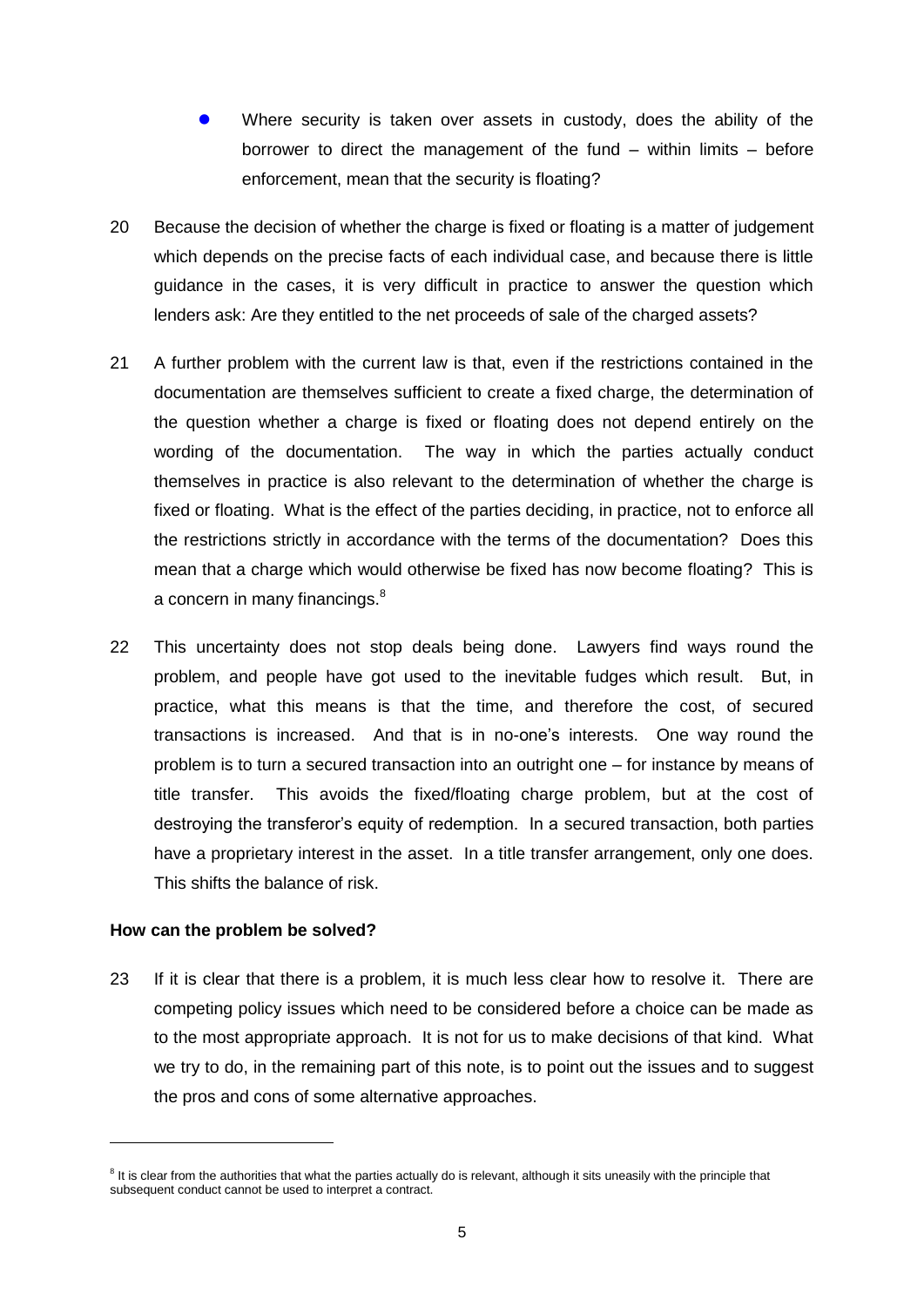- Where security is taken over assets in custody, does the ability of the borrower to direct the management of the fund – within limits – before enforcement, mean that the security is floating?

20 Because the decision of whether the charge is fixed or floating is a matter of judgement which depends on the precise facts of each individual case, and because there is little guidance in the cases, it is very difficult in practice to answer the question which lenders ask: Are they entitled to the net proceeds of sale of the charged assets?

21 A further problem with the current law is that, even if the restrictions contained in the documentation are themselves sufficient to create a fixed charge, the determination of the question whether a charge is fixed or floating does not depend entirely on the wording of the documentation. The way in which the parties actually conduct themselves in practice is also relevant to the determination of whether the charge is fixed or floating. What is the effect of the parties deciding, in practice, not to enforce all the restrictions strictly in accordance with the terms of the documentation? Does this mean that a charge which would otherwise be fixed has now become floating? This is a concern in many financings.[8]

22 This uncertainty does not stop deals being done. Lawyers find ways round the problem, and people have got used to the inevitable fudges which result. But, in practice, what this means is that the time, and therefore the cost, of secured transactions is increased. And that is in no-one's interests. One way round the problem is to turn a secured transaction into an outright one – for instance by means of title transfer. This avoids the fixed/floating charge problem, but at the cost of destroying the transferor's equity of redemption. In a secured transaction, both parties have a proprietary interest in the asset. In a title transfer arrangement, only one does. This shifts the balance of risk.

**How can the problem be solved?**

23 If it is clear that there is a problem, it is much less clear how to resolve it. There are competing policy issues which need to be considered before a choice can be made as to the most appropriate approach. It is not for us to make decisions of that kind. What we try to do, in the remaining part of this note, is to point out the issues and to suggest the pros and cons of some alternative approaches.

---

[8] It is clear from the authorities that what the parties actually do is relevant, although it sits uneasily with the principle that subsequent conduct cannot be used to interpret a contract.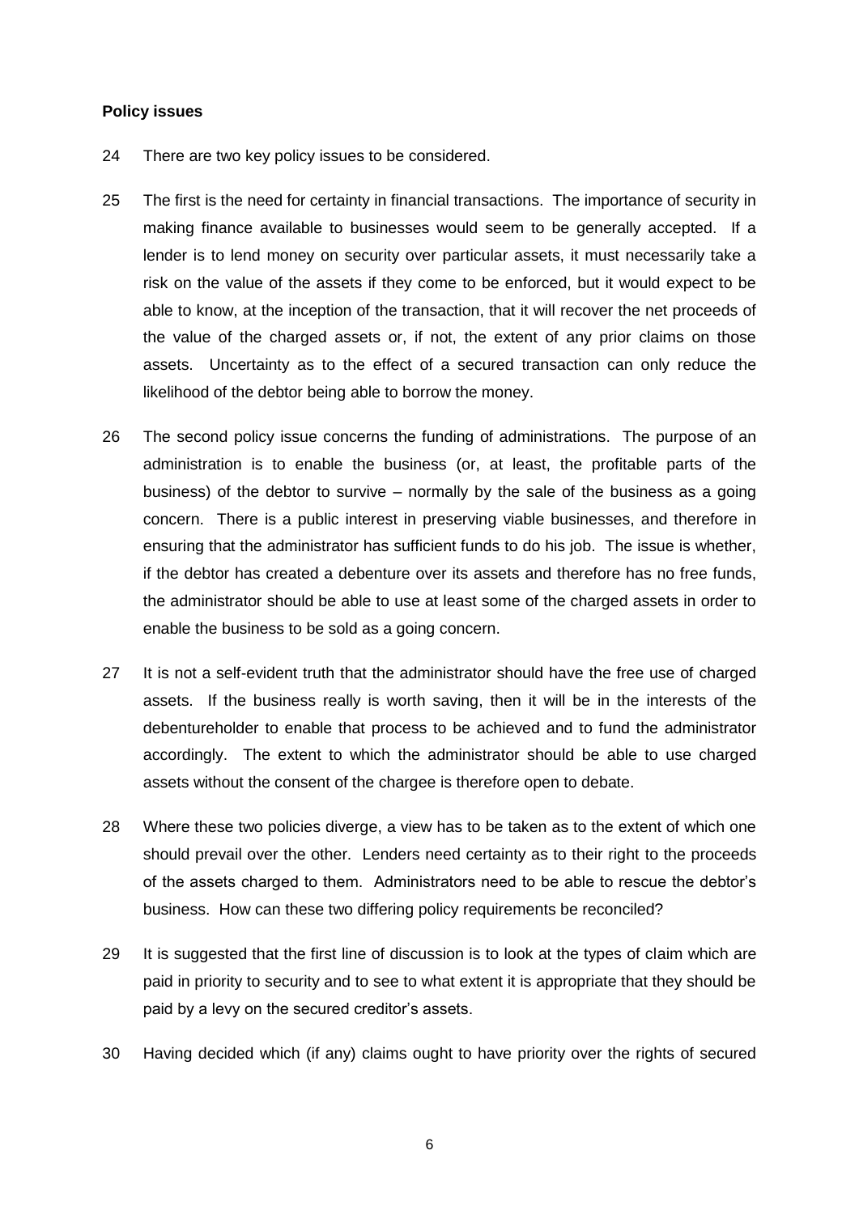**Policy issues**

24 There are two key policy issues to be considered.

25 The first is the need for certainty in financial transactions. The importance of security in making finance available to businesses would seem to be generally accepted. If a lender is to lend money on security over particular assets, it must necessarily take a risk on the value of the assets if they come to be enforced, but it would expect to be able to know, at the inception of the transaction, that it will recover the net proceeds of the value of the charged assets or, if not, the extent of any prior claims on those assets. Uncertainty as to the effect of a secured transaction can only reduce the likelihood of the debtor being able to borrow the money.

26 The second policy issue concerns the funding of administrations. The purpose of an administration is to enable the business (or, at least, the profitable parts of the business) of the debtor to survive – normally by the sale of the business as a going concern. There is a public interest in preserving viable businesses, and therefore in ensuring that the administrator has sufficient funds to do his job. The issue is whether, if the debtor has created a debenture over its assets and therefore has no free funds, the administrator should be able to use at least some of the charged assets in order to enable the business to be sold as a going concern.

27 It is not a self-evident truth that the administrator should have the free use of charged assets. If the business really is worth saving, then it will be in the interests of the debentureholder to enable that process to be achieved and to fund the administrator accordingly. The extent to which the administrator should be able to use charged assets without the consent of the chargee is therefore open to debate.

28 Where these two policies diverge, a view has to be taken as to the extent of which one should prevail over the other. Lenders need certainty as to their right to the proceeds of the assets charged to them. Administrators need to be able to rescue the debtor's business. How can these two differing policy requirements be reconciled?

29 It is suggested that the first line of discussion is to look at the types of claim which are paid in priority to security and to see to what extent it is appropriate that they should be paid by a levy on the secured creditor's assets.

30 Having decided which (if any) claims ought to have priority over the rights of secured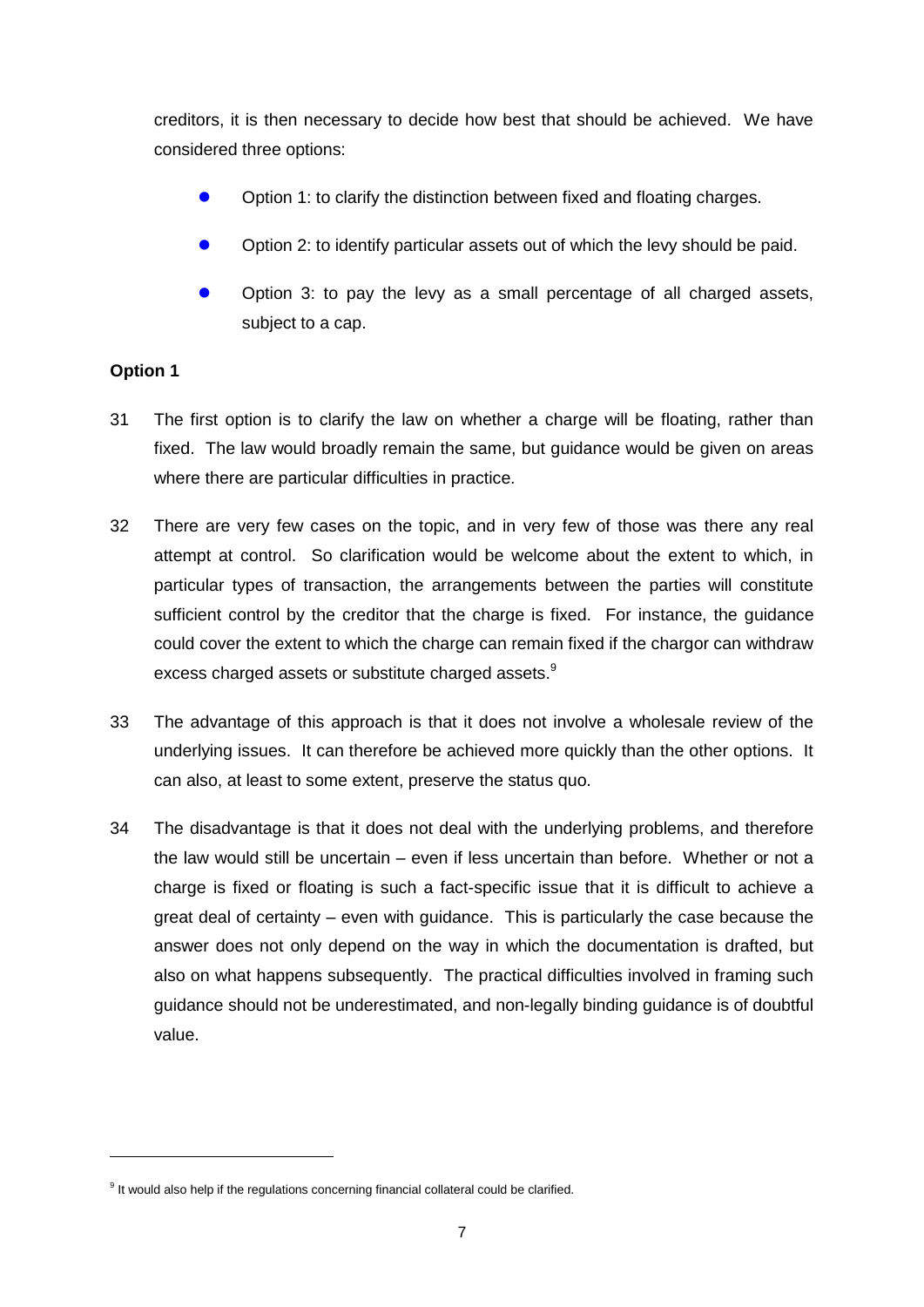creditors, it is then necessary to decide how best that should be achieved. We have considered three options:

- Option 1: to clarify the distinction between fixed and floating charges.
- Option 2: to identify particular assets out of which the levy should be paid.
- Option 3: to pay the levy as a small percentage of all charged assets, subject to a cap.

**Option 1**

31 The first option is to clarify the law on whether a charge will be floating, rather than fixed. The law would broadly remain the same, but guidance would be given on areas where there are particular difficulties in practice.

32 There are very few cases on the topic, and in very few of those was there any real attempt at control. So clarification would be welcome about the extent to which, in particular types of transaction, the arrangements between the parties will constitute sufficient control by the creditor that the charge is fixed. For instance, the guidance could cover the extent to which the charge can remain fixed if the chargor can withdraw excess charged assets or substitute charged assets.[9]

33 The advantage of this approach is that it does not involve a wholesale review of the underlying issues. It can therefore be achieved more quickly than the other options. It can also, at least to some extent, preserve the status quo.

34 The disadvantage is that it does not deal with the underlying problems, and therefore the law would still be uncertain – even if less uncertain than before. Whether or not a charge is fixed or floating is such a fact-specific issue that it is difficult to achieve a great deal of certainty – even with guidance. This is particularly the case because the answer does not only depend on the way in which the documentation is drafted, but also on what happens subsequently. The practical difficulties involved in framing such guidance should not be underestimated, and non-legally binding guidance is of doubtful value.

[9] It would also help if the regulations concerning financial collateral could be clarified.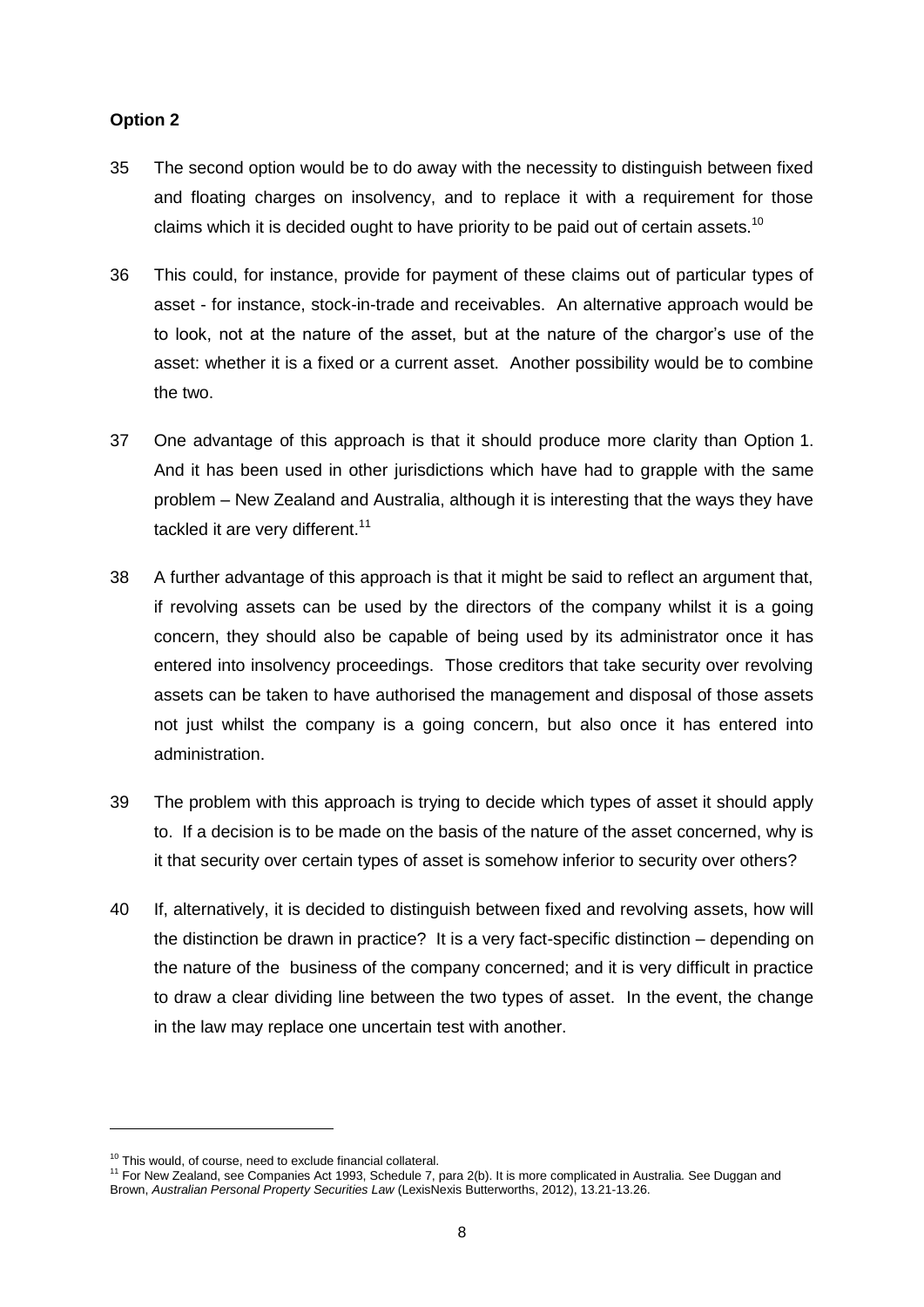**Option 2**

35 The second option would be to do away with the necessity to distinguish between fixed and floating charges on insolvency, and to replace it with a requirement for those claims which it is decided ought to have priority to be paid out of certain assets.[10]

36 This could, for instance, provide for payment of these claims out of particular types of asset - for instance, stock-in-trade and receivables. An alternative approach would be to look, not at the nature of the asset, but at the nature of the chargor's use of the asset: whether it is a fixed or a current asset. Another possibility would be to combine the two.

37 One advantage of this approach is that it should produce more clarity than Option 1. And it has been used in other jurisdictions which have had to grapple with the same problem – New Zealand and Australia, although it is interesting that the ways they have tackled it are very different.[11]

38 A further advantage of this approach is that it might be said to reflect an argument that, if revolving assets can be used by the directors of the company whilst it is a going concern, they should also be capable of being used by its administrator once it has entered into insolvency proceedings. Those creditors that take security over revolving assets can be taken to have authorised the management and disposal of those assets not just whilst the company is a going concern, but also once it has entered into administration.

39 The problem with this approach is trying to decide which types of asset it should apply to. If a decision is to be made on the basis of the nature of the asset concerned, why is it that security over certain types of asset is somehow inferior to security over others?

40 If, alternatively, it is decided to distinguish between fixed and revolving assets, how will the distinction be drawn in practice? It is a very fact-specific distinction – depending on the nature of the business of the company concerned; and it is very difficult in practice to draw a clear dividing line between the two types of asset. In the event, the change in the law may replace one uncertain test with another.

---

[10] This would, of course, need to exclude financial collateral.

[11] For New Zealand, see Companies Act 1993, Schedule 7, para 2(b). It is more complicated in Australia. See Duggan and Brown, *Australian Personal Property Securities Law* (LexisNexis Butterworths, 2012), 13.21-13.26.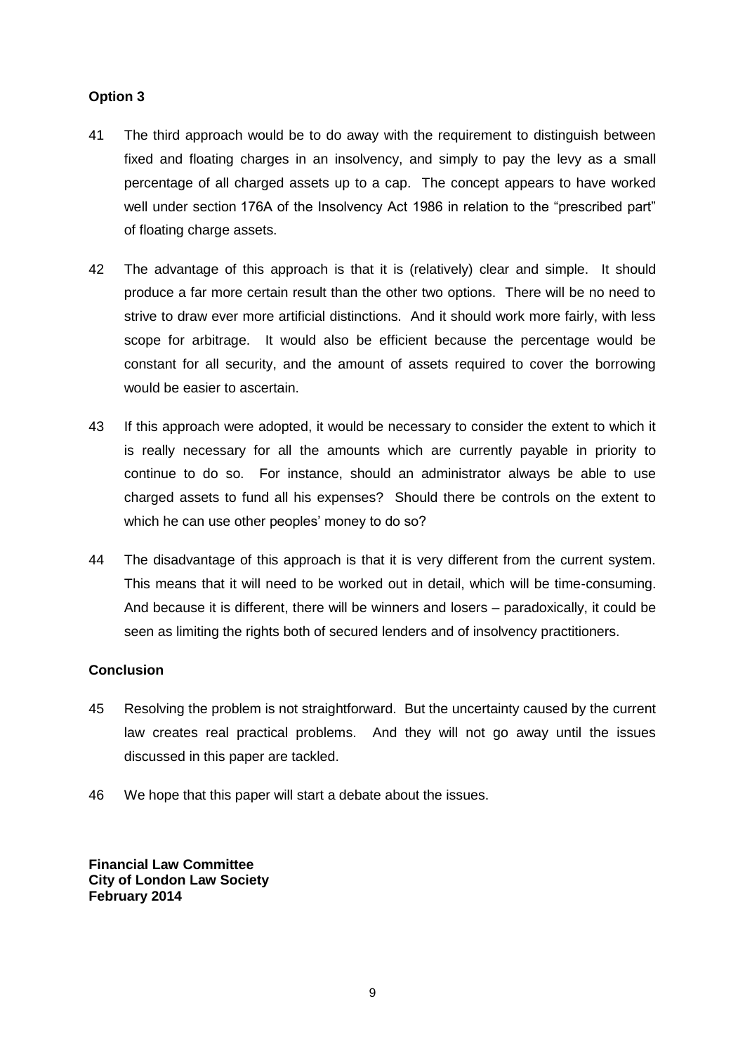**Option 3**

41 The third approach would be to do away with the requirement to distinguish between fixed and floating charges in an insolvency, and simply to pay the levy as a small percentage of all charged assets up to a cap. The concept appears to have worked well under section 176A of the Insolvency Act 1986 in relation to the "prescribed part" of floating charge assets.

42 The advantage of this approach is that it is (relatively) clear and simple. It should produce a far more certain result than the other two options. There will be no need to strive to draw ever more artificial distinctions. And it should work more fairly, with less scope for arbitrage. It would also be efficient because the percentage would be constant for all security, and the amount of assets required to cover the borrowing would be easier to ascertain.

43 If this approach were adopted, it would be necessary to consider the extent to which it is really necessary for all the amounts which are currently payable in priority to continue to do so. For instance, should an administrator always be able to use charged assets to fund all his expenses? Should there be controls on the extent to which he can use other peoples' money to do so?

44 The disadvantage of this approach is that it is very different from the current system. This means that it will need to be worked out in detail, which will be time-consuming. And because it is different, there will be winners and losers – paradoxically, it could be seen as limiting the rights both of secured lenders and of insolvency practitioners.

**Conclusion**

45 Resolving the problem is not straightforward. But the uncertainty caused by the current law creates real practical problems. And they will not go away until the issues discussed in this paper are tackled.

46 We hope that this paper will start a debate about the issues.

**Financial Law Committee**
**City of London Law Society**
**February 2014**